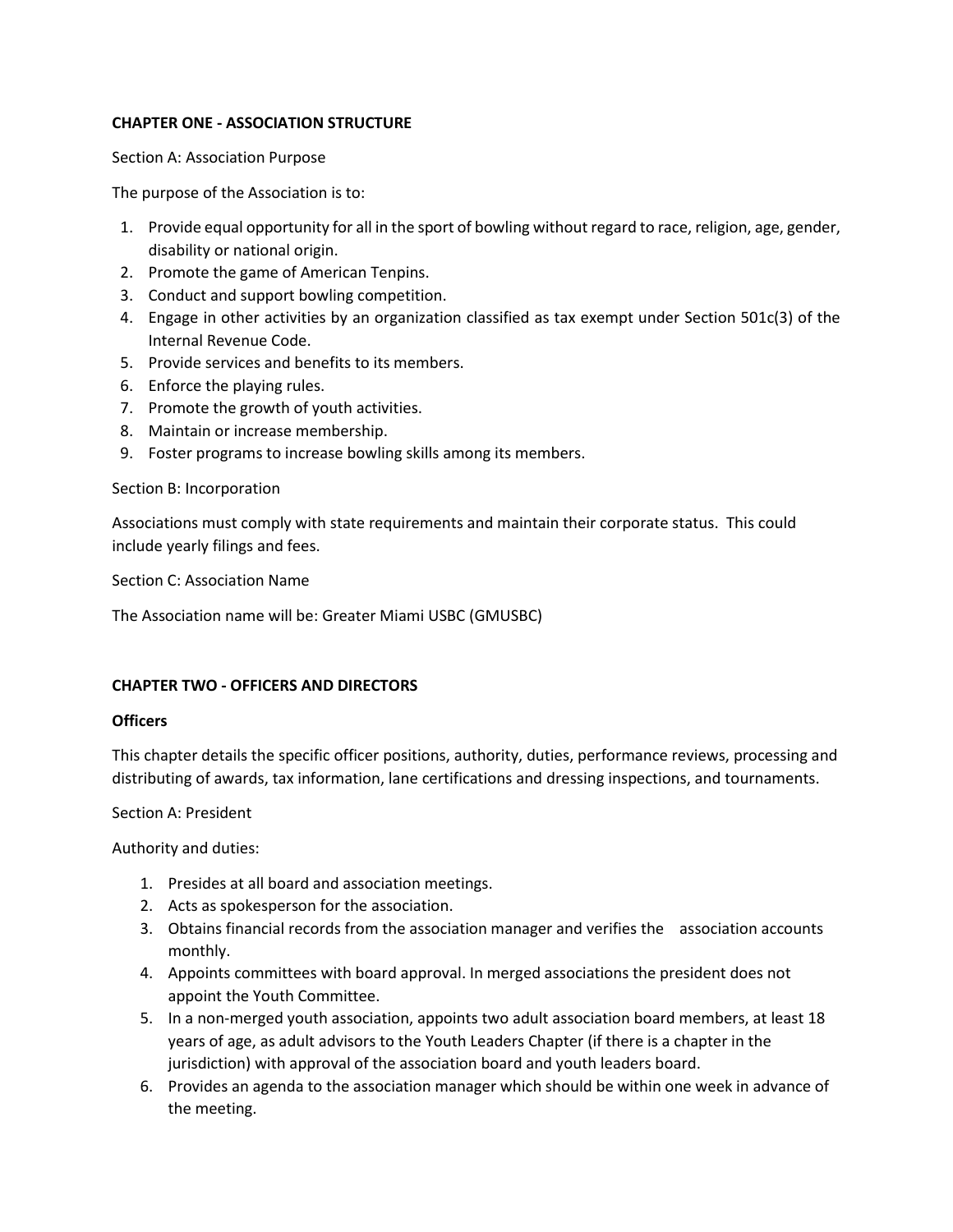## CHAPTER ONE - ASSOCIATION STRUCTURE

Section A: Association Purpose

The purpose of the Association is to:

1. Provide equal opportunity for all in the sport of bowling without regard to race, religion, age, gender, disability or national origin.
2. Promote the game of American Tenpins.
3. Conduct and support bowling competition.
4. Engage in other activities by an organization classified as tax exempt under Section 501c(3) of the Internal Revenue Code.
5. Provide services and benefits to its members.
6. Enforce the playing rules.
7. Promote the growth of youth activities.
8. Maintain or increase membership.
9. Foster programs to increase bowling skills among its members.

Section B: Incorporation

Associations must comply with state requirements and maintain their corporate status. This could include yearly filings and fees.

Section C: Association Name

The Association name will be: Greater Miami USBC (GMUSBC)

## CHAPTER TWO - OFFICERS AND DIRECTORS

### Officers

This chapter details the specific officer positions, authority, duties, performance reviews, processing and distributing of awards, tax information, lane certifications and dressing inspections, and tournaments.

Section A: President

Authority and duties:

1. Presides at all board and association meetings.
2. Acts as spokesperson for the association.
3. Obtains financial records from the association manager and verifies the association accounts monthly.
4. Appoints committees with board approval. In merged associations the president does not appoint the Youth Committee.
5. In a non-merged youth association, appoints two adult association board members, at least 18 years of age, as adult advisors to the Youth Leaders Chapter (if there is a chapter in the jurisdiction) with approval of the association board and youth leaders board.
6. Provides an agenda to the association manager which should be within one week in advance of the meeting.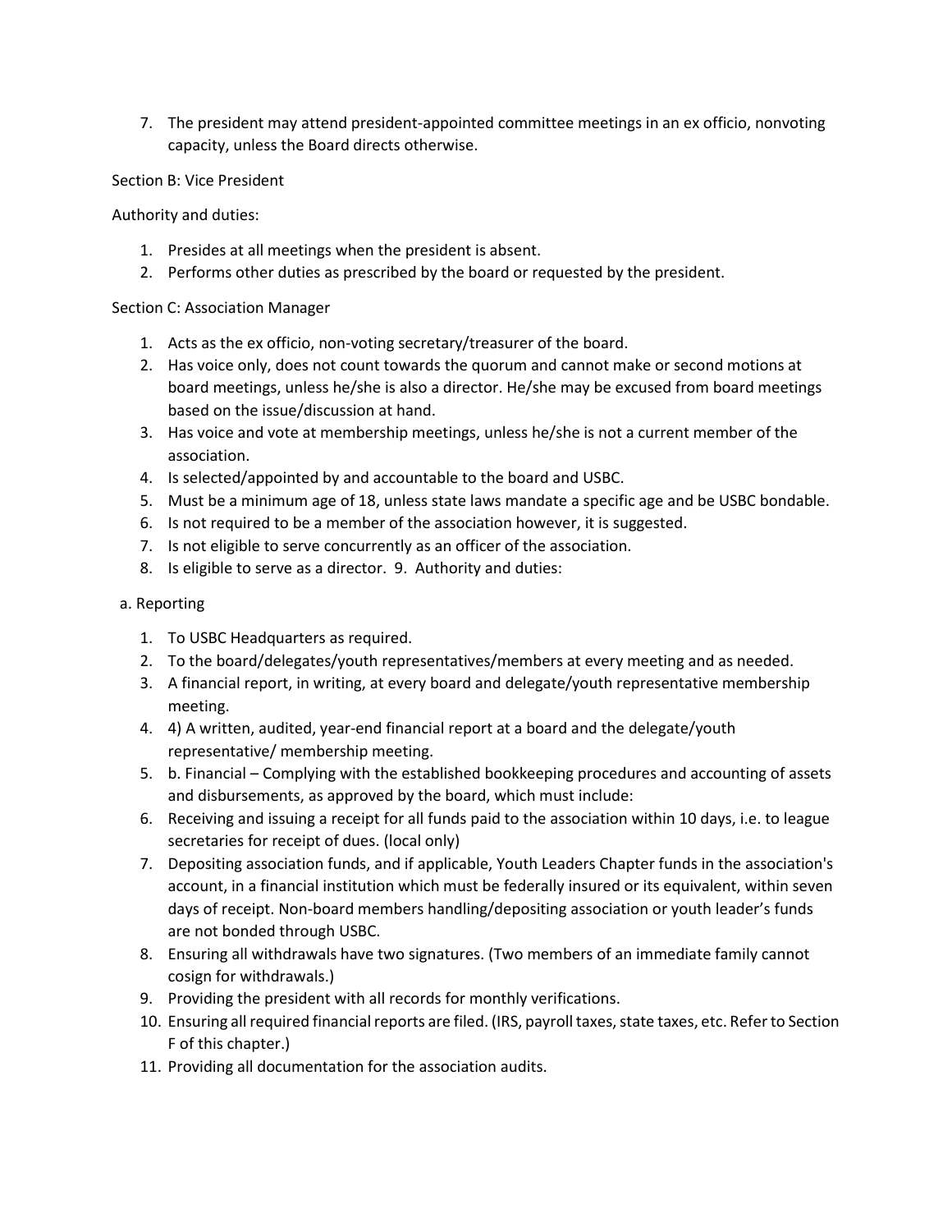7. The president may attend president-appointed committee meetings in an ex officio, nonvoting capacity, unless the Board directs otherwise.

Section B: Vice President

Authority and duties:

1. Presides at all meetings when the president is absent.
2. Performs other duties as prescribed by the board or requested by the president.

Section C: Association Manager

1. Acts as the ex officio, non-voting secretary/treasurer of the board.
2. Has voice only, does not count towards the quorum and cannot make or second motions at board meetings, unless he/she is also a director. He/she may be excused from board meetings based on the issue/discussion at hand.
3. Has voice and vote at membership meetings, unless he/she is not a current member of the association.
4. Is selected/appointed by and accountable to the board and USBC.
5. Must be a minimum age of 18, unless state laws mandate a specific age and be USBC bondable.
6. Is not required to be a member of the association however, it is suggested.
7. Is not eligible to serve concurrently as an officer of the association.
8. Is eligible to serve as a director. 9. Authority and duties:

a. Reporting

1. To USBC Headquarters as required.
2. To the board/delegates/youth representatives/members at every meeting and as needed.
3. A financial report, in writing, at every board and delegate/youth representative membership meeting.
4. 4) A written, audited, year-end financial report at a board and the delegate/youth representative/ membership meeting.
5. b. Financial – Complying with the established bookkeeping procedures and accounting of assets and disbursements, as approved by the board, which must include:
6. Receiving and issuing a receipt for all funds paid to the association within 10 days, i.e. to league secretaries for receipt of dues. (local only)
7. Depositing association funds, and if applicable, Youth Leaders Chapter funds in the association's account, in a financial institution which must be federally insured or its equivalent, within seven days of receipt. Non-board members handling/depositing association or youth leader's funds are not bonded through USBC.
8. Ensuring all withdrawals have two signatures. (Two members of an immediate family cannot cosign for withdrawals.)
9. Providing the president with all records for monthly verifications.
10. Ensuring all required financial reports are filed. (IRS, payroll taxes, state taxes, etc. Refer to Section F of this chapter.)
11. Providing all documentation for the association audits.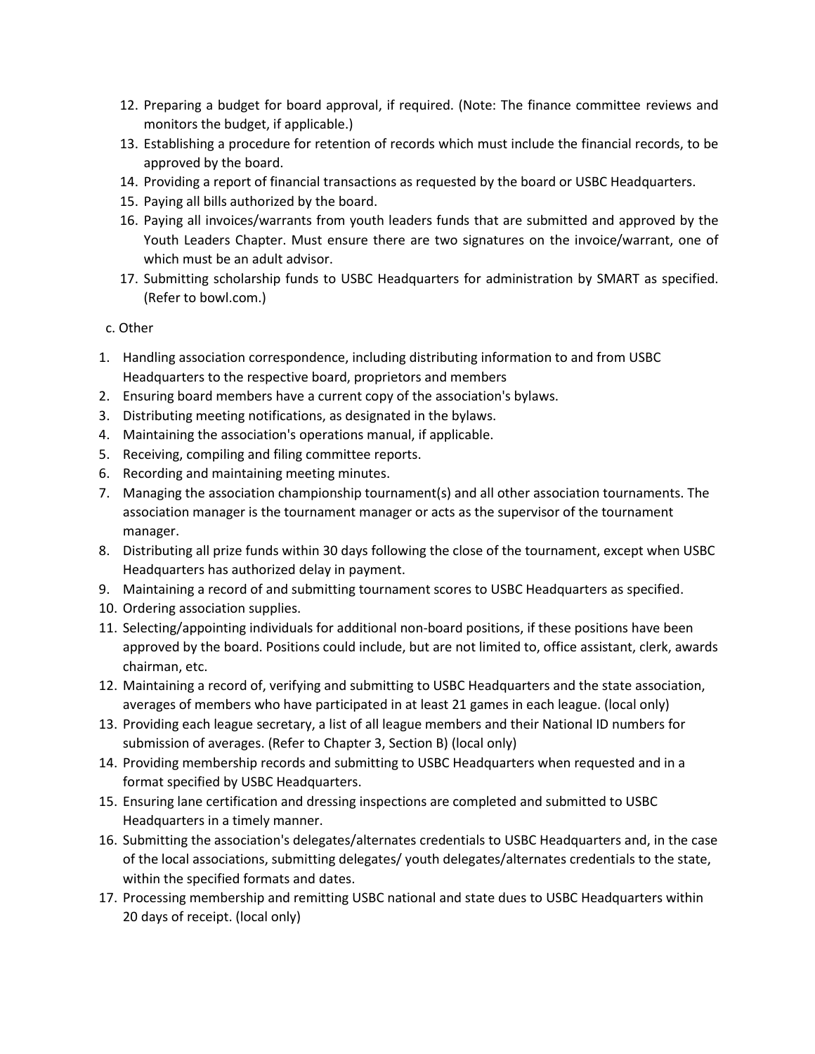12. Preparing a budget for board approval, if required. (Note: The finance committee reviews and monitors the budget, if applicable.)
13. Establishing a procedure for retention of records which must include the financial records, to be approved by the board.
14. Providing a report of financial transactions as requested by the board or USBC Headquarters.
15. Paying all bills authorized by the board.
16. Paying all invoices/warrants from youth leaders funds that are submitted and approved by the Youth Leaders Chapter. Must ensure there are two signatures on the invoice/warrant, one of which must be an adult advisor.
17. Submitting scholarship funds to USBC Headquarters for administration by SMART as specified. (Refer to bowl.com.)

c. Other

1. Handling association correspondence, including distributing information to and from USBC Headquarters to the respective board, proprietors and members
2. Ensuring board members have a current copy of the association's bylaws.
3. Distributing meeting notifications, as designated in the bylaws.
4. Maintaining the association's operations manual, if applicable.
5. Receiving, compiling and filing committee reports.
6. Recording and maintaining meeting minutes.
7. Managing the association championship tournament(s) and all other association tournaments. The association manager is the tournament manager or acts as the supervisor of the tournament manager.
8. Distributing all prize funds within 30 days following the close of the tournament, except when USBC Headquarters has authorized delay in payment.
9. Maintaining a record of and submitting tournament scores to USBC Headquarters as specified.
10. Ordering association supplies.
11. Selecting/appointing individuals for additional non-board positions, if these positions have been approved by the board. Positions could include, but are not limited to, office assistant, clerk, awards chairman, etc.
12. Maintaining a record of, verifying and submitting to USBC Headquarters and the state association, averages of members who have participated in at least 21 games in each league. (local only)
13. Providing each league secretary, a list of all league members and their National ID numbers for submission of averages. (Refer to Chapter 3, Section B) (local only)
14. Providing membership records and submitting to USBC Headquarters when requested and in a format specified by USBC Headquarters.
15. Ensuring lane certification and dressing inspections are completed and submitted to USBC Headquarters in a timely manner.
16. Submitting the association's delegates/alternates credentials to USBC Headquarters and, in the case of the local associations, submitting delegates/ youth delegates/alternates credentials to the state, within the specified formats and dates.
17. Processing membership and remitting USBC national and state dues to USBC Headquarters within 20 days of receipt. (local only)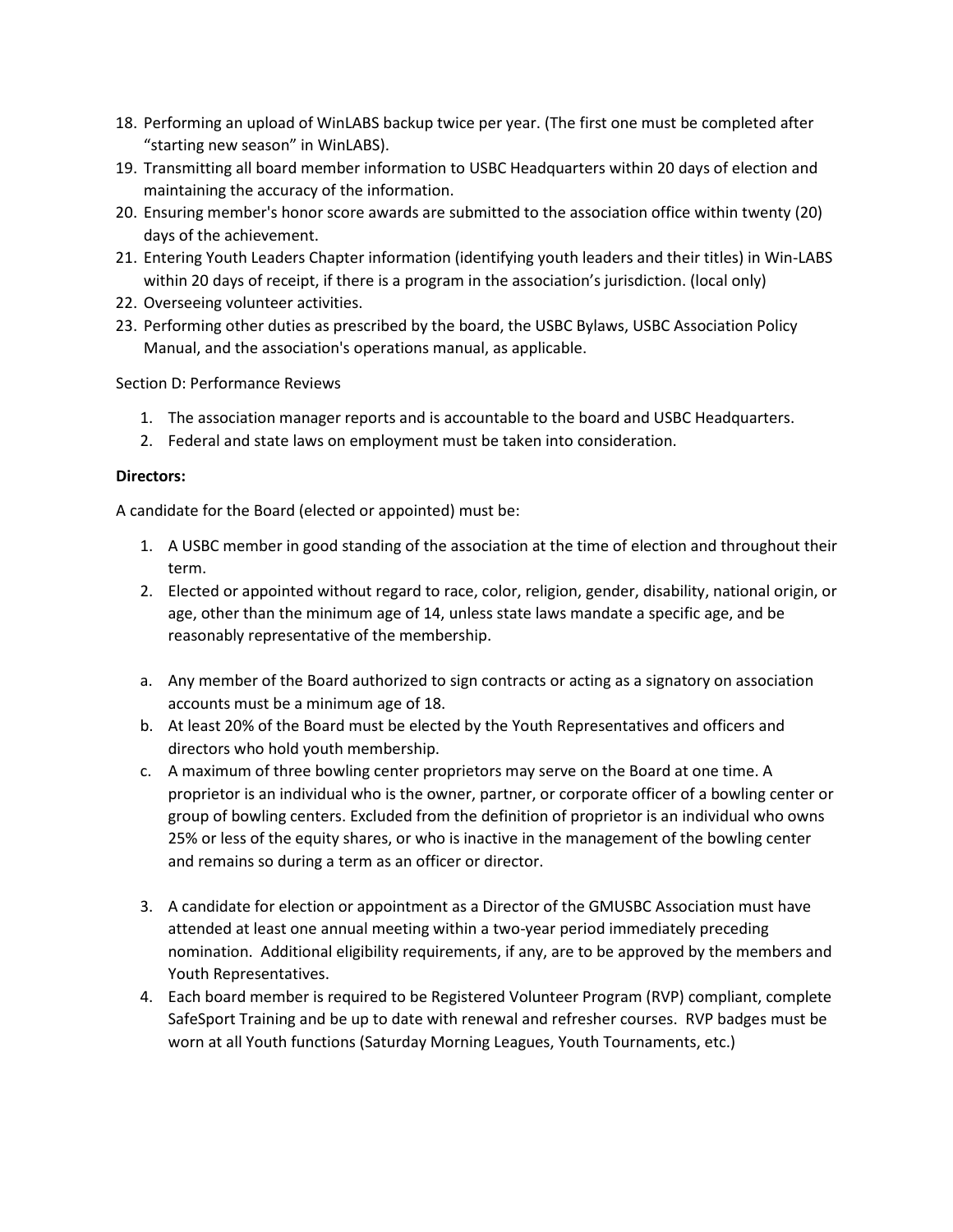18. Performing an upload of WinLABS backup twice per year. (The first one must be completed after "starting new season" in WinLABS).
19. Transmitting all board member information to USBC Headquarters within 20 days of election and maintaining the accuracy of the information.
20. Ensuring member's honor score awards are submitted to the association office within twenty (20) days of the achievement.
21. Entering Youth Leaders Chapter information (identifying youth leaders and their titles) in Win-LABS within 20 days of receipt, if there is a program in the association's jurisdiction. (local only)
22. Overseeing volunteer activities.
23. Performing other duties as prescribed by the board, the USBC Bylaws, USBC Association Policy Manual, and the association's operations manual, as applicable.

Section D: Performance Reviews

1. The association manager reports and is accountable to the board and USBC Headquarters.
2. Federal and state laws on employment must be taken into consideration.

**Directors:**

A candidate for the Board (elected or appointed) must be:

1. A USBC member in good standing of the association at the time of election and throughout their term.
2. Elected or appointed without regard to race, color, religion, gender, disability, national origin, or age, other than the minimum age of 14, unless state laws mandate a specific age, and be reasonably representative of the membership.

  a. Any member of the Board authorized to sign contracts or acting as a signatory on association accounts must be a minimum age of 18.
  b. At least 20% of the Board must be elected by the Youth Representatives and officers and directors who hold youth membership.
  c. A maximum of three bowling center proprietors may serve on the Board at one time. A proprietor is an individual who is the owner, partner, or corporate officer of a bowling center or group of bowling centers. Excluded from the definition of proprietor is an individual who owns 25% or less of the equity shares, or who is inactive in the management of the bowling center and remains so during a term as an officer or director.

3. A candidate for election or appointment as a Director of the GMUSBC Association must have attended at least one annual meeting within a two-year period immediately preceding nomination. Additional eligibility requirements, if any, are to be approved by the members and Youth Representatives.
4. Each board member is required to be Registered Volunteer Program (RVP) compliant, complete SafeSport Training and be up to date with renewal and refresher courses. RVP badges must be worn at all Youth functions (Saturday Morning Leagues, Youth Tournaments, etc.)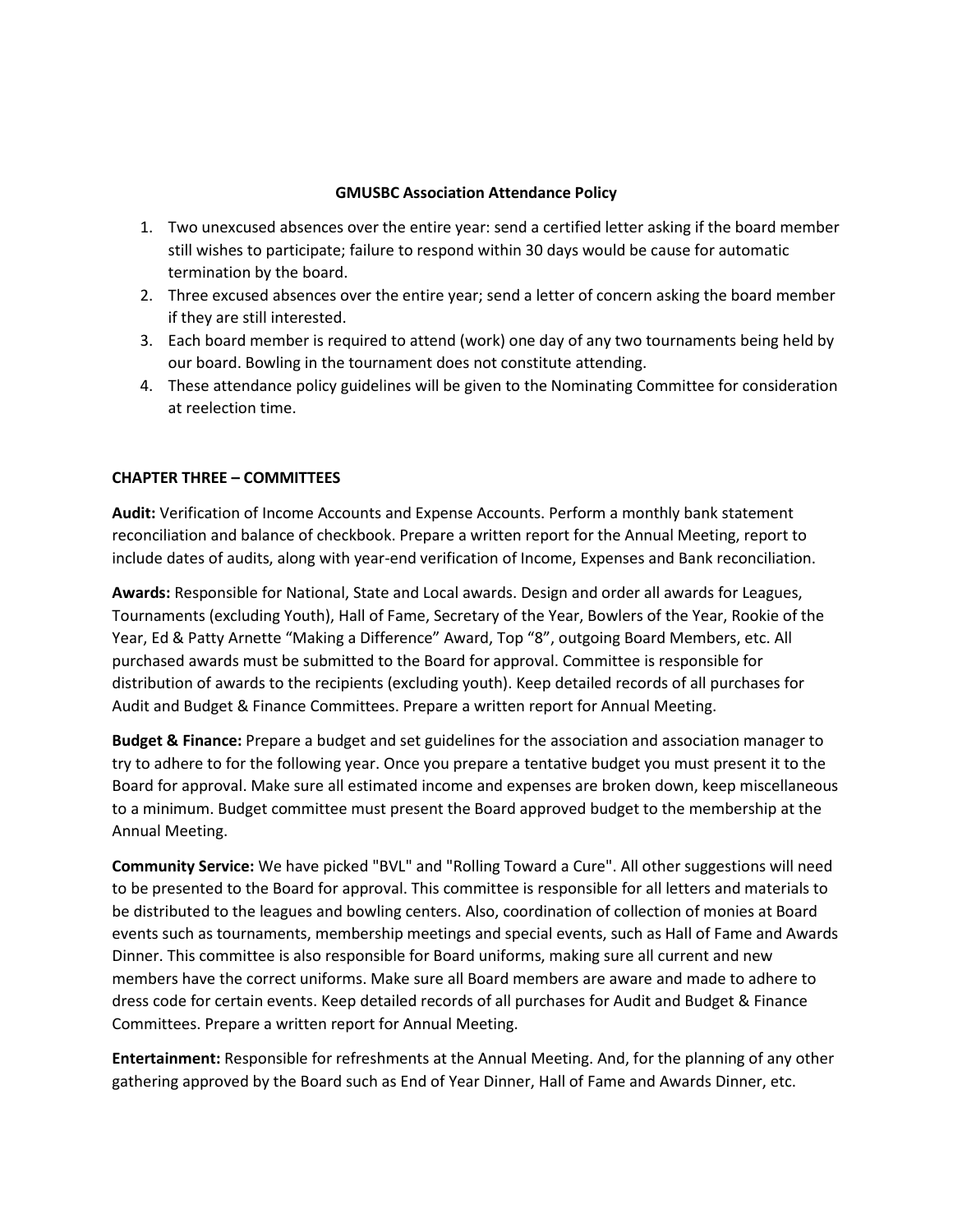**GMUSBC Association Attendance Policy**

1. Two unexcused absences over the entire year: send a certified letter asking if the board member still wishes to participate; failure to respond within 30 days would be cause for automatic termination by the board.
2. Three excused absences over the entire year; send a letter of concern asking the board member if they are still interested.
3. Each board member is required to attend (work) one day of any two tournaments being held by our board. Bowling in the tournament does not constitute attending.
4. These attendance policy guidelines will be given to the Nominating Committee for consideration at reelection time.

## CHAPTER THREE – COMMITTEES

**Audit:** Verification of Income Accounts and Expense Accounts. Perform a monthly bank statement reconciliation and balance of checkbook. Prepare a written report for the Annual Meeting, report to include dates of audits, along with year-end verification of Income, Expenses and Bank reconciliation.

**Awards:** Responsible for National, State and Local awards. Design and order all awards for Leagues, Tournaments (excluding Youth), Hall of Fame, Secretary of the Year, Bowlers of the Year, Rookie of the Year, Ed & Patty Arnette "Making a Difference" Award, Top "8", outgoing Board Members, etc. All purchased awards must be submitted to the Board for approval. Committee is responsible for distribution of awards to the recipients (excluding youth). Keep detailed records of all purchases for Audit and Budget & Finance Committees. Prepare a written report for Annual Meeting.

**Budget & Finance:** Prepare a budget and set guidelines for the association and association manager to try to adhere to for the following year. Once you prepare a tentative budget you must present it to the Board for approval. Make sure all estimated income and expenses are broken down, keep miscellaneous to a minimum. Budget committee must present the Board approved budget to the membership at the Annual Meeting.

**Community Service:** We have picked "BVL" and "Rolling Toward a Cure". All other suggestions will need to be presented to the Board for approval. This committee is responsible for all letters and materials to be distributed to the leagues and bowling centers. Also, coordination of collection of monies at Board events such as tournaments, membership meetings and special events, such as Hall of Fame and Awards Dinner. This committee is also responsible for Board uniforms, making sure all current and new members have the correct uniforms. Make sure all Board members are aware and made to adhere to dress code for certain events. Keep detailed records of all purchases for Audit and Budget & Finance Committees. Prepare a written report for Annual Meeting.

**Entertainment:** Responsible for refreshments at the Annual Meeting. And, for the planning of any other gathering approved by the Board such as End of Year Dinner, Hall of Fame and Awards Dinner, etc.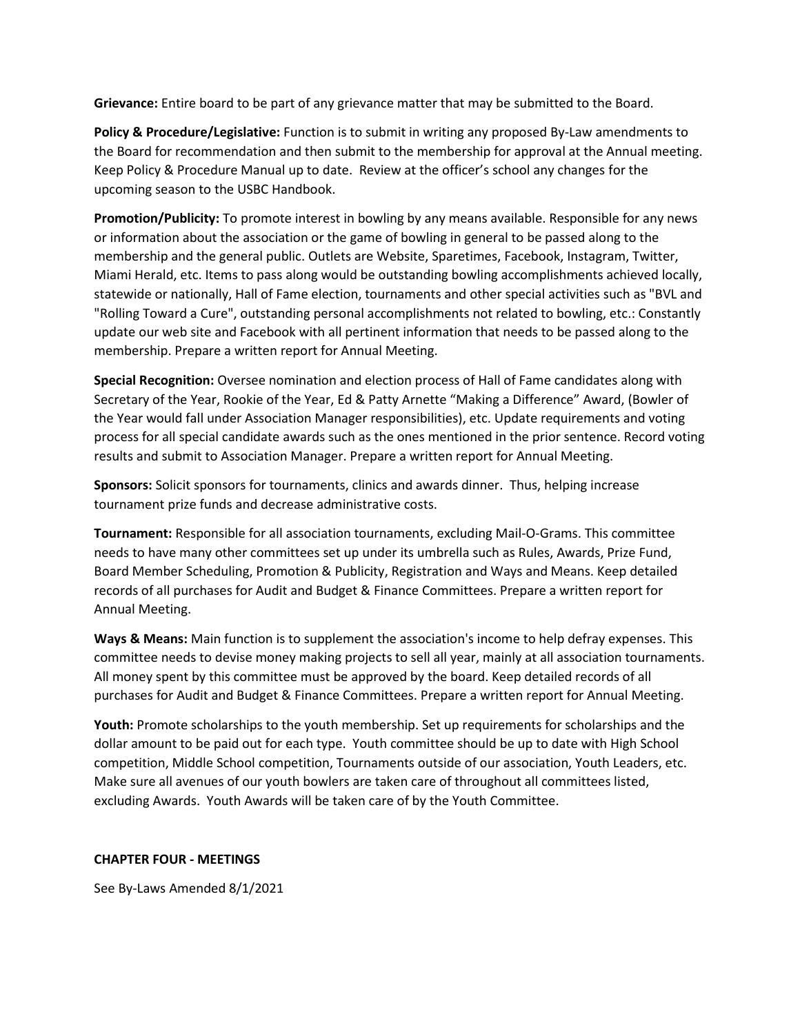**Grievance:** Entire board to be part of any grievance matter that may be submitted to the Board.

**Policy & Procedure/Legislative:** Function is to submit in writing any proposed By-Law amendments to the Board for recommendation and then submit to the membership for approval at the Annual meeting. Keep Policy & Procedure Manual up to date. Review at the officer's school any changes for the upcoming season to the USBC Handbook.

**Promotion/Publicity:** To promote interest in bowling by any means available. Responsible for any news or information about the association or the game of bowling in general to be passed along to the membership and the general public. Outlets are Website, Sparetimes, Facebook, Instagram, Twitter, Miami Herald, etc. Items to pass along would be outstanding bowling accomplishments achieved locally, statewide or nationally, Hall of Fame election, tournaments and other special activities such as "BVL and "Rolling Toward a Cure", outstanding personal accomplishments not related to bowling, etc.: Constantly update our web site and Facebook with all pertinent information that needs to be passed along to the membership. Prepare a written report for Annual Meeting.

**Special Recognition:** Oversee nomination and election process of Hall of Fame candidates along with Secretary of the Year, Rookie of the Year, Ed & Patty Arnette "Making a Difference" Award, (Bowler of the Year would fall under Association Manager responsibilities), etc. Update requirements and voting process for all special candidate awards such as the ones mentioned in the prior sentence. Record voting results and submit to Association Manager. Prepare a written report for Annual Meeting.

**Sponsors:** Solicit sponsors for tournaments, clinics and awards dinner. Thus, helping increase tournament prize funds and decrease administrative costs.

**Tournament:** Responsible for all association tournaments, excluding Mail-O-Grams. This committee needs to have many other committees set up under its umbrella such as Rules, Awards, Prize Fund, Board Member Scheduling, Promotion & Publicity, Registration and Ways and Means. Keep detailed records of all purchases for Audit and Budget & Finance Committees. Prepare a written report for Annual Meeting.

**Ways & Means:** Main function is to supplement the association's income to help defray expenses. This committee needs to devise money making projects to sell all year, mainly at all association tournaments. All money spent by this committee must be approved by the board. Keep detailed records of all purchases for Audit and Budget & Finance Committees. Prepare a written report for Annual Meeting.

**Youth:** Promote scholarships to the youth membership. Set up requirements for scholarships and the dollar amount to be paid out for each type. Youth committee should be up to date with High School competition, Middle School competition, Tournaments outside of our association, Youth Leaders, etc. Make sure all avenues of our youth bowlers are taken care of throughout all committees listed, excluding Awards. Youth Awards will be taken care of by the Youth Committee.

**CHAPTER FOUR - MEETINGS**

See By-Laws Amended 8/1/2021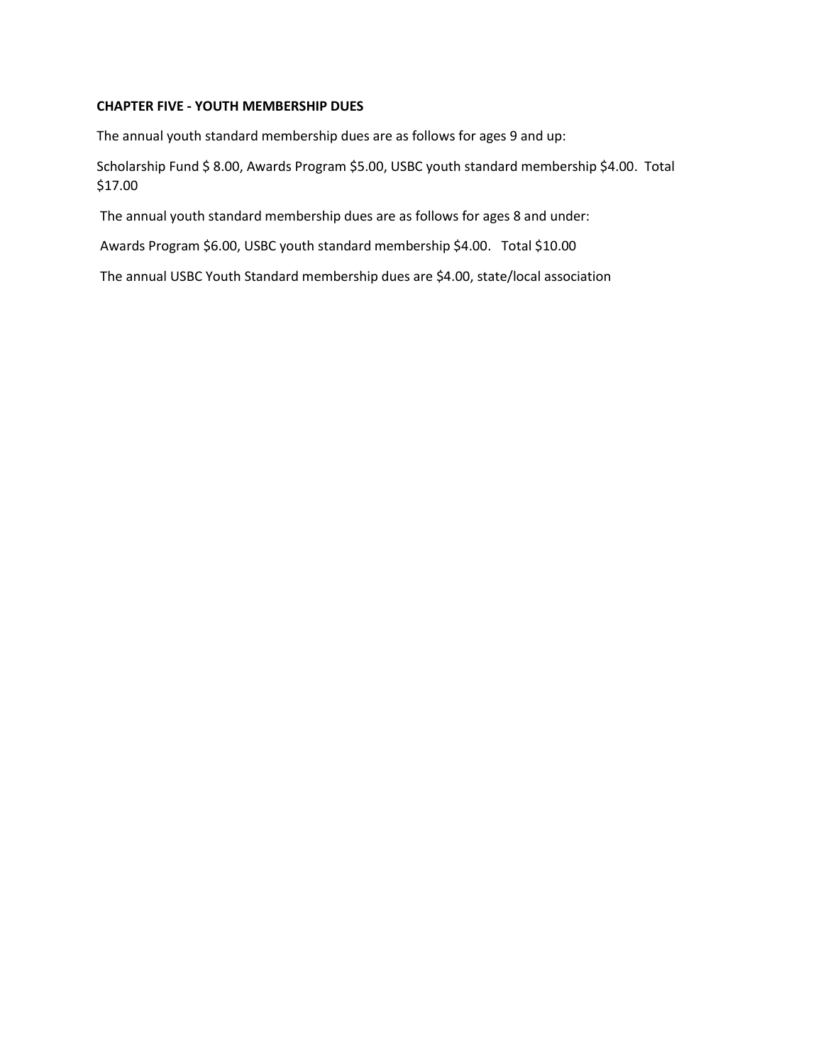**CHAPTER FIVE - YOUTH MEMBERSHIP DUES**

The annual youth standard membership dues are as follows for ages 9 and up:

Scholarship Fund $ 8.00, Awards Program $5.00, USBC youth standard membership $4.00. Total $17.00

The annual youth standard membership dues are as follows for ages 8 and under:

Awards Program $6.00, USBC youth standard membership $4.00. Total $10.00

The annual USBC Youth Standard membership dues are $4.00, state/local association